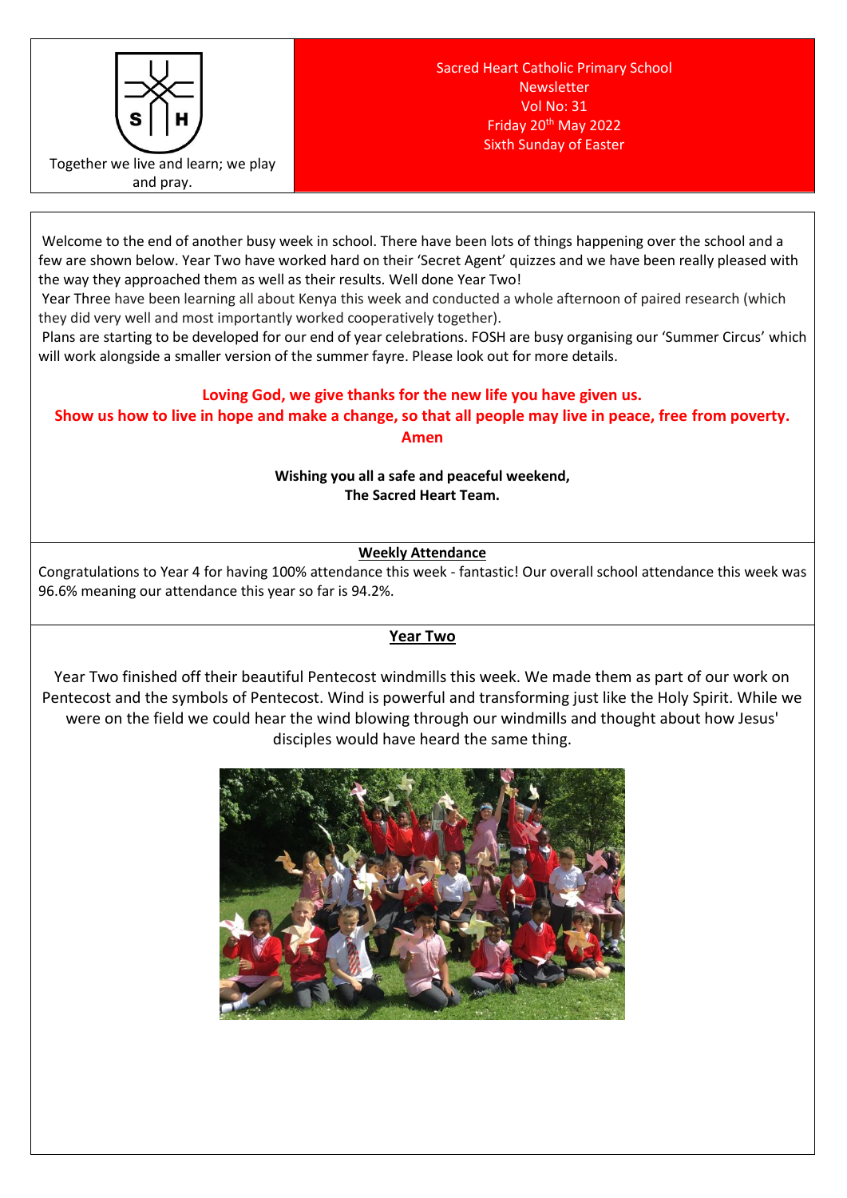Together we live and learn; we play and pray.

Sacred Heart Catholic Primary School
Newsletter
Vol No: 31
Friday 20th May 2022
Sixth Sunday of Easter

Welcome to the end of another busy week in school. There have been lots of things happening over the school and a few are shown below. Year Two have worked hard on their 'Secret Agent' quizzes and we have been really pleased with the way they approached them as well as their results. Well done Year Two!

Year Three have been learning all about Kenya this week and conducted a whole afternoon of paired research (which they did very well and most importantly worked cooperatively together).

Plans are starting to be developed for our end of year celebrations. FOSH are busy organising our 'Summer Circus' which will work alongside a smaller version of the summer fayre. Please look out for more details.

**Loving God, we give thanks for the new life you have given us.**
**Show us how to live in hope and make a change, so that all people may live in peace, free from poverty.**
**Amen**

**Wishing you all a safe and peaceful weekend,**
**The Sacred Heart Team.**

## Weekly Attendance

Congratulations to Year 4 for having 100% attendance this week - fantastic! Our overall school attendance this week was 96.6% meaning our attendance this year so far is 94.2%.

## Year Two

Year Two finished off their beautiful Pentecost windmills this week. We made them as part of our work on Pentecost and the symbols of Pentecost. Wind is powerful and transforming just like the Holy Spirit. While we were on the field we could hear the wind blowing through our windmills and thought about how Jesus' disciples would have heard the same thing.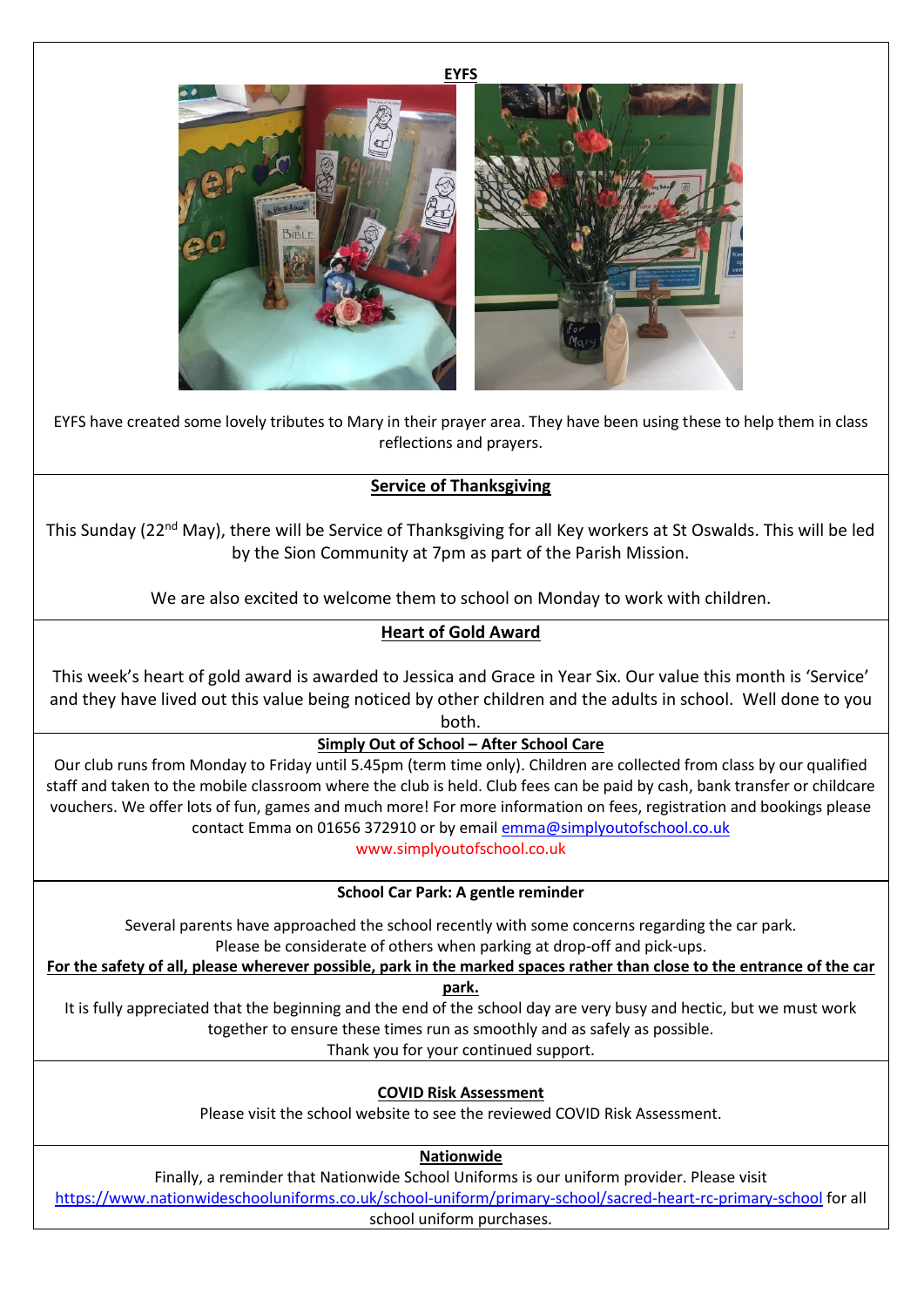## EYFS

EYFS have created some lovely tributes to Mary in their prayer area. They have been using these to help them in class reflections and prayers.

## Service of Thanksgiving

This Sunday (22nd May), there will be Service of Thanksgiving for all Key workers at St Oswalds. This will be led by the Sion Community at 7pm as part of the Parish Mission.

We are also excited to welcome them to school on Monday to work with children.

## Heart of Gold Award

This week's heart of gold award is awarded to Jessica and Grace in Year Six. Our value this month is 'Service' and they have lived out this value being noticed by other children and the adults in school. Well done to you both.

## Simply Out of School – After School Care

Our club runs from Monday to Friday until 5.45pm (term time only). Children are collected from class by our qualified staff and taken to the mobile classroom where the club is held. Club fees can be paid by cash, bank transfer or childcare vouchers. We offer lots of fun, games and much more! For more information on fees, registration and bookings please contact Emma on 01656 372910 or by email emma@simplyoutofschool.co.uk

www.simplyoutofschool.co.uk

## School Car Park: A gentle reminder

Several parents have approached the school recently with some concerns regarding the car park.
Please be considerate of others when parking at drop-off and pick-ups.

**For the safety of all, please wherever possible, park in the marked spaces rather than close to the entrance of the car park.**

It is fully appreciated that the beginning and the end of the school day are very busy and hectic, but we must work together to ensure these times run as smoothly and as safely as possible.
Thank you for your continued support.

## COVID Risk Assessment

Please visit the school website to see the reviewed COVID Risk Assessment.

## Nationwide

Finally, a reminder that Nationwide School Uniforms is our uniform provider. Please visit https://www.nationwideschooluniforms.co.uk/school-uniform/primary-school/sacred-heart-rc-primary-school for all school uniform purchases.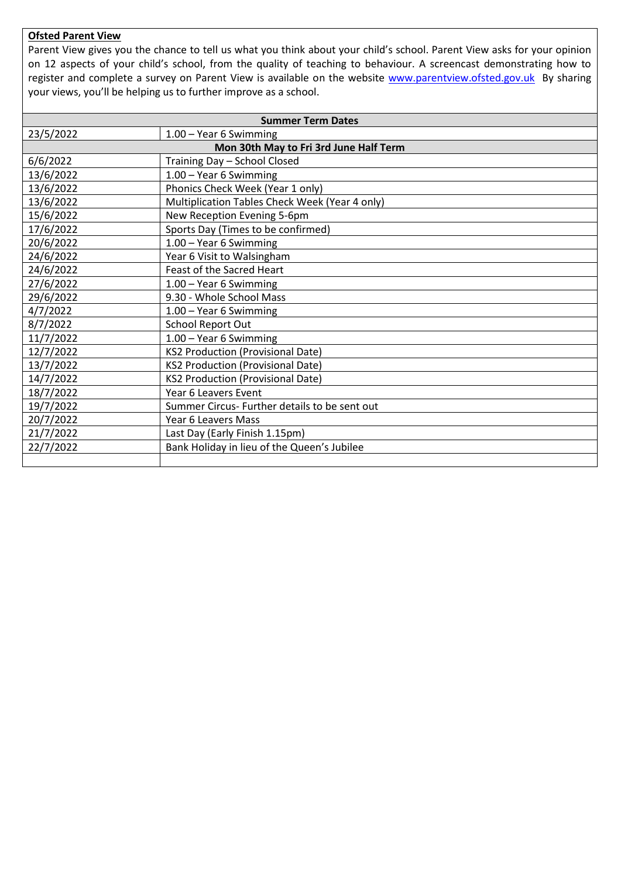**Ofsted Parent View**

Parent View gives you the chance to tell us what you think about your child's school. Parent View asks for your opinion on 12 aspects of your child's school, from the quality of teaching to behaviour. A screencast demonstrating how to register and complete a survey on Parent View is available on the website www.parentview.ofsted.gov.uk By sharing your views, you'll be helping us to further improve as a school.

| **Summer Term Dates** | |
|---|---|
| 23/5/2022 | 1.00 – Year 6 Swimming |
| **Mon 30th May to Fri 3rd June Half Term** | |
| 6/6/2022 | Training Day – School Closed |
| 13/6/2022 | 1.00 – Year 6 Swimming |
| 13/6/2022 | Phonics Check Week (Year 1 only) |
| 13/6/2022 | Multiplication Tables Check Week (Year 4 only) |
| 15/6/2022 | New Reception Evening 5-6pm |
| 17/6/2022 | Sports Day (Times to be confirmed) |
| 20/6/2022 | 1.00 – Year 6 Swimming |
| 24/6/2022 | Year 6 Visit to Walsingham |
| 24/6/2022 | Feast of the Sacred Heart |
| 27/6/2022 | 1.00 – Year 6 Swimming |
| 29/6/2022 | 9.30 - Whole School Mass |
| 4/7/2022 | 1.00 – Year 6 Swimming |
| 8/7/2022 | School Report Out |
| 11/7/2022 | 1.00 – Year 6 Swimming |
| 12/7/2022 | KS2 Production (Provisional Date) |
| 13/7/2022 | KS2 Production (Provisional Date) |
| 14/7/2022 | KS2 Production (Provisional Date) |
| 18/7/2022 | Year 6 Leavers Event |
| 19/7/2022 | Summer Circus- Further details to be sent out |
| 20/7/2022 | Year 6 Leavers Mass |
| 21/7/2022 | Last Day (Early Finish 1.15pm) |
| 22/7/2022 | Bank Holiday in lieu of the Queen's Jubilee |
| | |